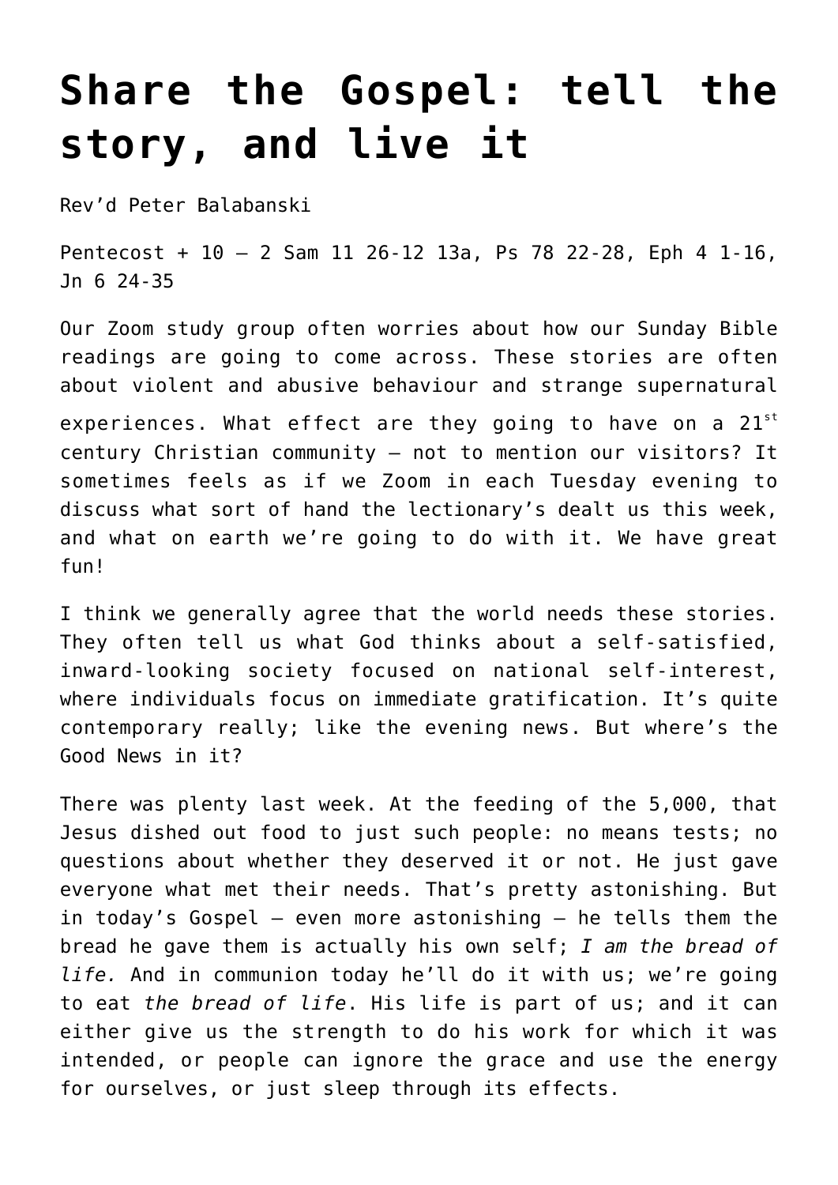# Share the Gospel: tell the story, and live it

Rev'd Peter Balabanski

Pentecost + 10 – 2 Sam 11 26-12 13a, Ps 78 22-28, Eph 4 1-16, Jn 6 24-35

Our Zoom study group often worries about how our Sunday Bible readings are going to come across. These stories are often about violent and abusive behaviour and strange supernatural experiences. What effect are they going to have on a 21st century Christian community – not to mention our visitors? It sometimes feels as if we Zoom in each Tuesday evening to discuss what sort of hand the lectionary's dealt us this week, and what on earth we're going to do with it. We have great fun!

I think we generally agree that the world needs these stories. They often tell us what God thinks about a self-satisfied, inward-looking society focused on national self-interest, where individuals focus on immediate gratification. It's quite contemporary really; like the evening news. But where's the Good News in it?

There was plenty last week. At the feeding of the 5,000, that Jesus dished out food to just such people: no means tests; no questions about whether they deserved it or not. He just gave everyone what met their needs. That's pretty astonishing. But in today's Gospel – even more astonishing – he tells them the bread he gave them is actually his own self; *I am the bread of life.* And in communion today he'll do it with us; we're going to eat *the bread of life*. His life is part of us; and it can either give us the strength to do his work for which it was intended, or people can ignore the grace and use the energy for ourselves, or just sleep through its effects.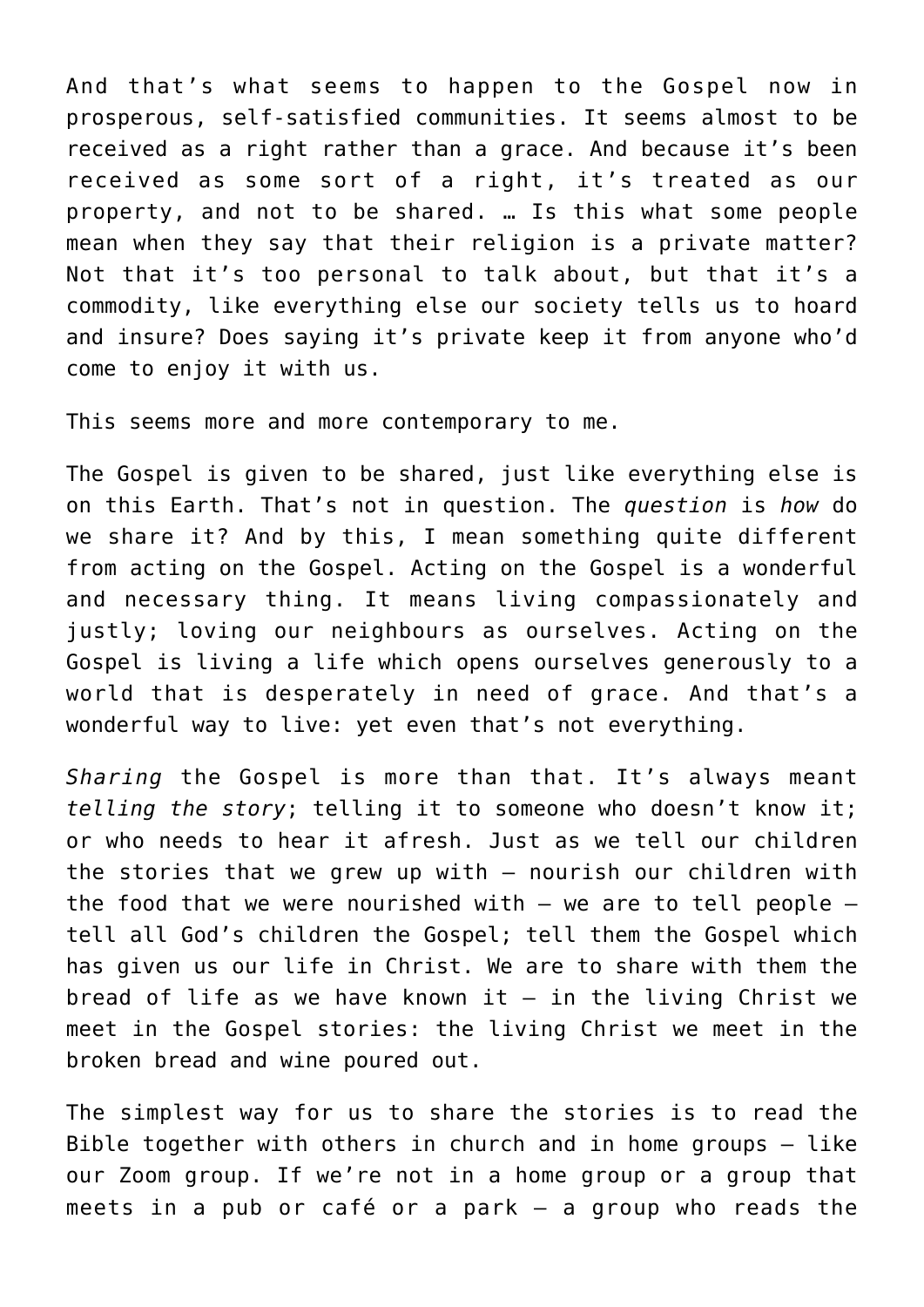And that's what seems to happen to the Gospel now in prosperous, self-satisfied communities. It seems almost to be received as a right rather than a grace. And because it's been received as some sort of a right, it's treated as our property, and not to be shared. … Is this what some people mean when they say that their religion is a private matter? Not that it's too personal to talk about, but that it's a commodity, like everything else our society tells us to hoard and insure? Does saying it's private keep it from anyone who'd come to enjoy it with us.

This seems more and more contemporary to me.

The Gospel is given to be shared, just like everything else is on this Earth. That's not in question. The *question* is *how* do we share it? And by this, I mean something quite different from acting on the Gospel. Acting on the Gospel is a wonderful and necessary thing. It means living compassionately and justly; loving our neighbours as ourselves. Acting on the Gospel is living a life which opens ourselves generously to a world that is desperately in need of grace. And that's a wonderful way to live: yet even that's not everything.

*Sharing* the Gospel is more than that. It's always meant *telling the story*; telling it to someone who doesn't know it; or who needs to hear it afresh. Just as we tell our children the stories that we grew up with – nourish our children with the food that we were nourished with – we are to tell people – tell all God's children the Gospel; tell them the Gospel which has given us our life in Christ. We are to share with them the bread of life as we have known it – in the living Christ we meet in the Gospel stories: the living Christ we meet in the broken bread and wine poured out.

The simplest way for us to share the stories is to read the Bible together with others in church and in home groups – like our Zoom group. If we're not in a home group or a group that meets in a pub or café or a park – a group who reads the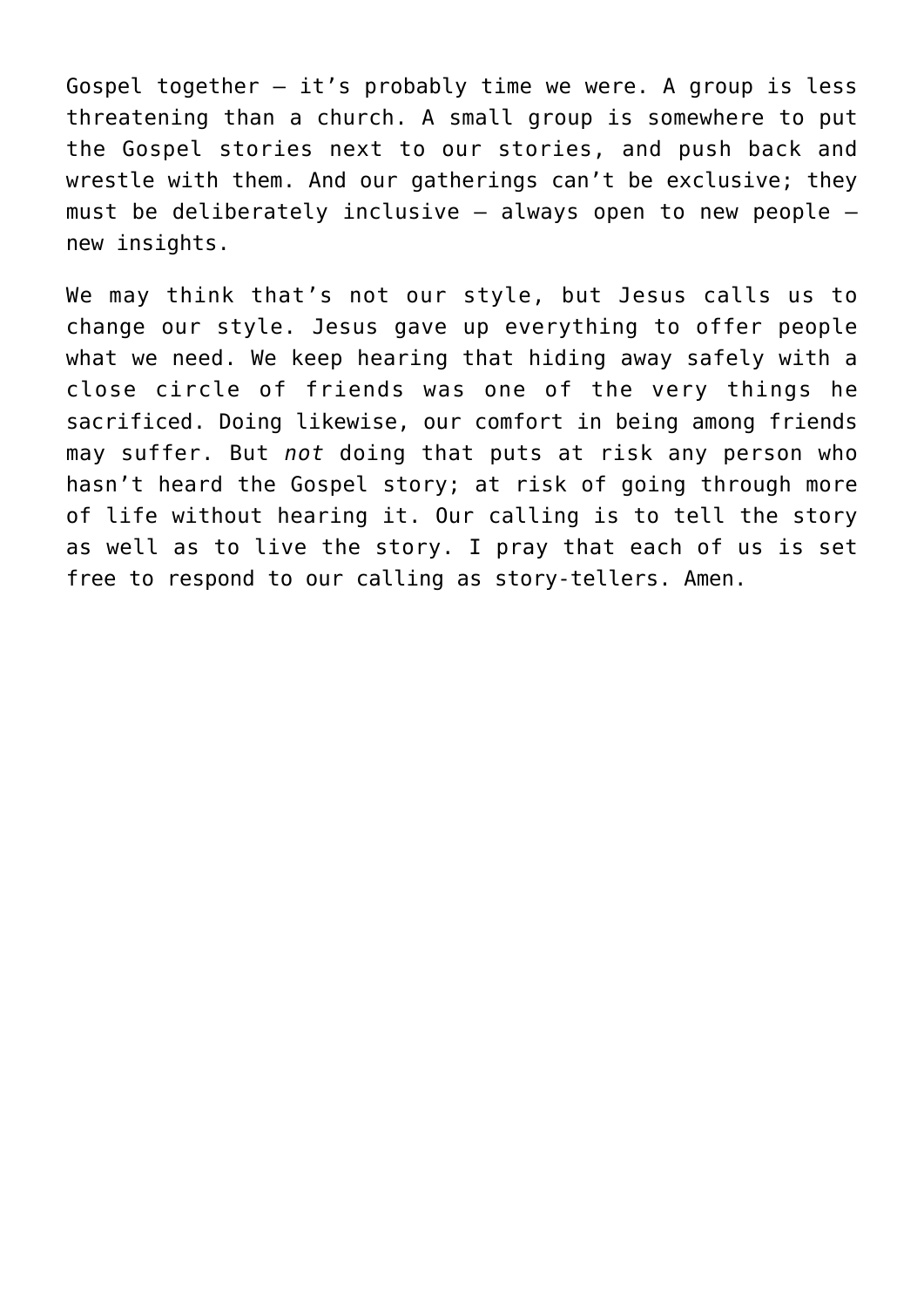Gospel together – it's probably time we were. A group is less threatening than a church. A small group is somewhere to put the Gospel stories next to our stories, and push back and wrestle with them. And our gatherings can't be exclusive; they must be deliberately inclusive – always open to new people – new insights.

We may think that's not our style, but Jesus calls us to change our style. Jesus gave up everything to offer people what we need. We keep hearing that hiding away safely with a close circle of friends was one of the very things he sacrificed. Doing likewise, our comfort in being among friends may suffer. But *not* doing that puts at risk any person who hasn't heard the Gospel story; at risk of going through more of life without hearing it. Our calling is to tell the story as well as to live the story. I pray that each of us is set free to respond to our calling as story-tellers. Amen.